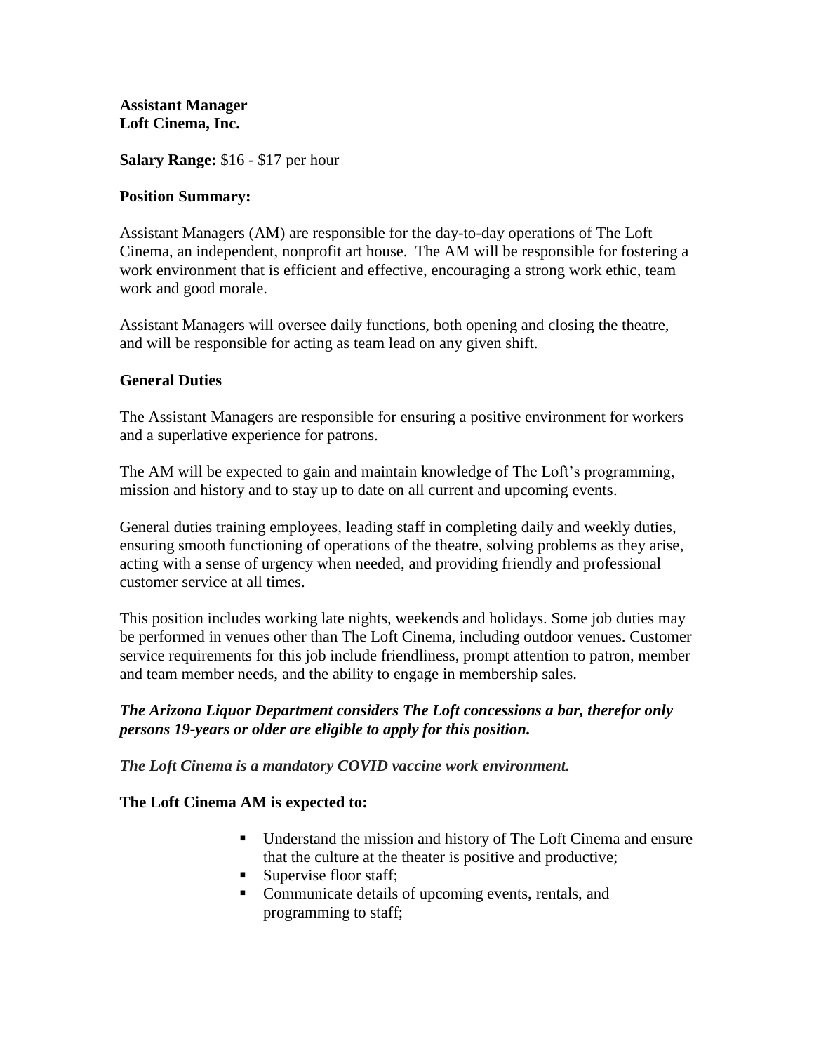**Assistant Manager**
**Loft Cinema, Inc.**

**Salary Range:** $16 - $17 per hour

**Position Summary:**

Assistant Managers (AM) are responsible for the day-to-day operations of The Loft Cinema, an independent, nonprofit art house. The AM will be responsible for fostering a work environment that is efficient and effective, encouraging a strong work ethic, team work and good morale.

Assistant Managers will oversee daily functions, both opening and closing the theatre, and will be responsible for acting as team lead on any given shift.

**General Duties**

The Assistant Managers are responsible for ensuring a positive environment for workers and a superlative experience for patrons.

The AM will be expected to gain and maintain knowledge of The Loft's programming, mission and history and to stay up to date on all current and upcoming events.

General duties training employees, leading staff in completing daily and weekly duties, ensuring smooth functioning of operations of the theatre, solving problems as they arise, acting with a sense of urgency when needed, and providing friendly and professional customer service at all times.

This position includes working late nights, weekends and holidays. Some job duties may be performed in venues other than The Loft Cinema, including outdoor venues. Customer service requirements for this job include friendliness, prompt attention to patron, member and team member needs, and the ability to engage in membership sales.

***The Arizona Liquor Department considers The Loft concessions a bar, therefor only persons 19-years or older are eligible to apply for this position.***

***The Loft Cinema is a mandatory COVID vaccine work environment.***

**The Loft Cinema AM is expected to:**

- Understand the mission and history of The Loft Cinema and ensure that the culture at the theater is positive and productive;
- Supervise floor staff;
- Communicate details of upcoming events, rentals, and programming to staff;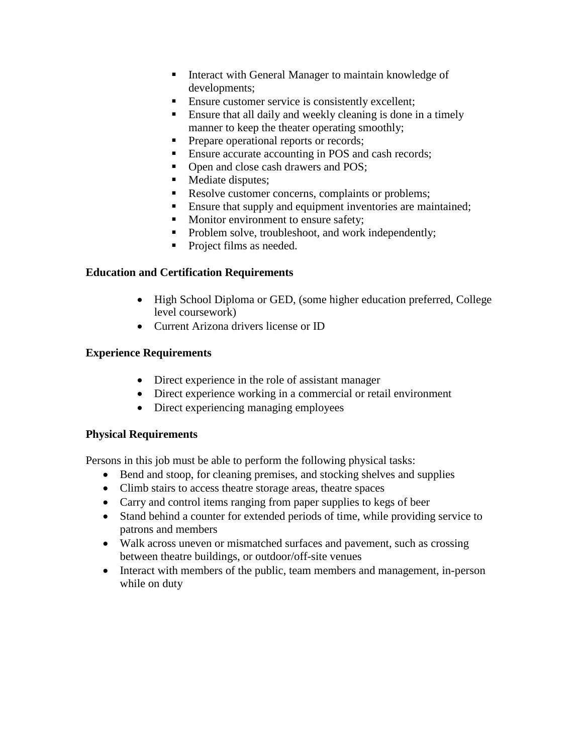- Interact with General Manager to maintain knowledge of developments;
- Ensure customer service is consistently excellent;
- Ensure that all daily and weekly cleaning is done in a timely manner to keep the theater operating smoothly;
- Prepare operational reports or records;
- Ensure accurate accounting in POS and cash records;
- Open and close cash drawers and POS;
- Mediate disputes;
- Resolve customer concerns, complaints or problems;
- Ensure that supply and equipment inventories are maintained;
- Monitor environment to ensure safety;
- Problem solve, troubleshoot, and work independently;
- Project films as needed.

**Education and Certification Requirements**

- High School Diploma or GED, (some higher education preferred, College level coursework)
- Current Arizona drivers license or ID

**Experience Requirements**

- Direct experience in the role of assistant manager
- Direct experience working in a commercial or retail environment
- Direct experiencing managing employees

**Physical Requirements**

Persons in this job must be able to perform the following physical tasks:

- Bend and stoop, for cleaning premises, and stocking shelves and supplies
- Climb stairs to access theatre storage areas, theatre spaces
- Carry and control items ranging from paper supplies to kegs of beer
- Stand behind a counter for extended periods of time, while providing service to patrons and members
- Walk across uneven or mismatched surfaces and pavement, such as crossing between theatre buildings, or outdoor/off-site venues
- Interact with members of the public, team members and management, in-person while on duty